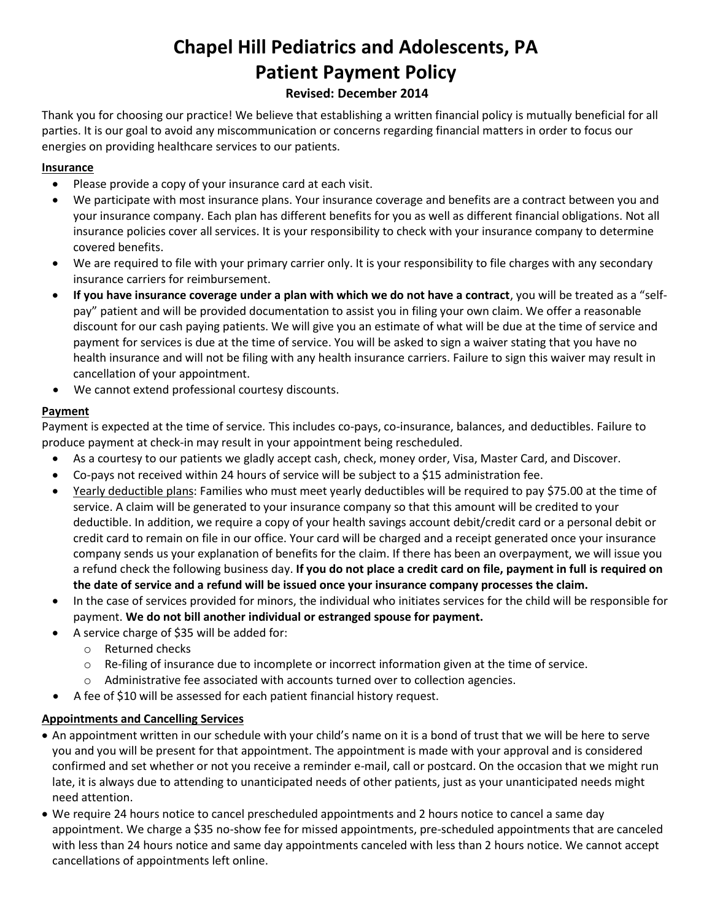# Chapel Hill Pediatrics and Adolescents, PA
# Patient Payment Policy

**Revised: December 2014**

Thank you for choosing our practice! We believe that establishing a written financial policy is mutually beneficial for all parties. It is our goal to avoid any miscommunication or concerns regarding financial matters in order to focus our energies on providing healthcare services to our patients.

**Insurance**

- Please provide a copy of your insurance card at each visit.
- We participate with most insurance plans. Your insurance coverage and benefits are a contract between you and your insurance company. Each plan has different benefits for you as well as different financial obligations. Not all insurance policies cover all services. It is your responsibility to check with your insurance company to determine covered benefits.
- We are required to file with your primary carrier only. It is your responsibility to file charges with any secondary insurance carriers for reimbursement.
- **If you have insurance coverage under a plan with which we do not have a contract**, you will be treated as a "self-pay" patient and will be provided documentation to assist you in filing your own claim. We offer a reasonable discount for our cash paying patients. We will give you an estimate of what will be due at the time of service and payment for services is due at the time of service. You will be asked to sign a waiver stating that you have no health insurance and will not be filing with any health insurance carriers. Failure to sign this waiver may result in cancellation of your appointment.
- We cannot extend professional courtesy discounts.

**Payment**

Payment is expected at the time of service. This includes co-pays, co-insurance, balances, and deductibles. Failure to produce payment at check-in may result in your appointment being rescheduled.

- As a courtesy to our patients we gladly accept cash, check, money order, Visa, Master Card, and Discover.
- Co-pays not received within 24 hours of service will be subject to a $15 administration fee.
- Yearly deductible plans: Families who must meet yearly deductibles will be required to pay $75.00 at the time of service. A claim will be generated to your insurance company so that this amount will be credited to your deductible. In addition, we require a copy of your health savings account debit/credit card or a personal debit or credit card to remain on file in our office. Your card will be charged and a receipt generated once your insurance company sends us your explanation of benefits for the claim. If there has been an overpayment, we will issue you a refund check the following business day. **If you do not place a credit card on file, payment in full is required on the date of service and a refund will be issued once your insurance company processes the claim.**
- In the case of services provided for minors, the individual who initiates services for the child will be responsible for payment. **We do not bill another individual or estranged spouse for payment.**
- A service charge of $35 will be added for:
  - Returned checks
  - Re-filing of insurance due to incomplete or incorrect information given at the time of service.
  - Administrative fee associated with accounts turned over to collection agencies.
- A fee of $10 will be assessed for each patient financial history request.

**Appointments and Cancelling Services**

- An appointment written in our schedule with your child's name on it is a bond of trust that we will be here to serve you and you will be present for that appointment. The appointment is made with your approval and is considered confirmed and set whether or not you receive a reminder e-mail, call or postcard. On the occasion that we might run late, it is always due to attending to unanticipated needs of other patients, just as your unanticipated needs might need attention.
- We require 24 hours notice to cancel prescheduled appointments and 2 hours notice to cancel a same day appointment. We charge a $35 no-show fee for missed appointments, pre-scheduled appointments that are canceled with less than 24 hours notice and same day appointments canceled with less than 2 hours notice. We cannot accept cancellations of appointments left online.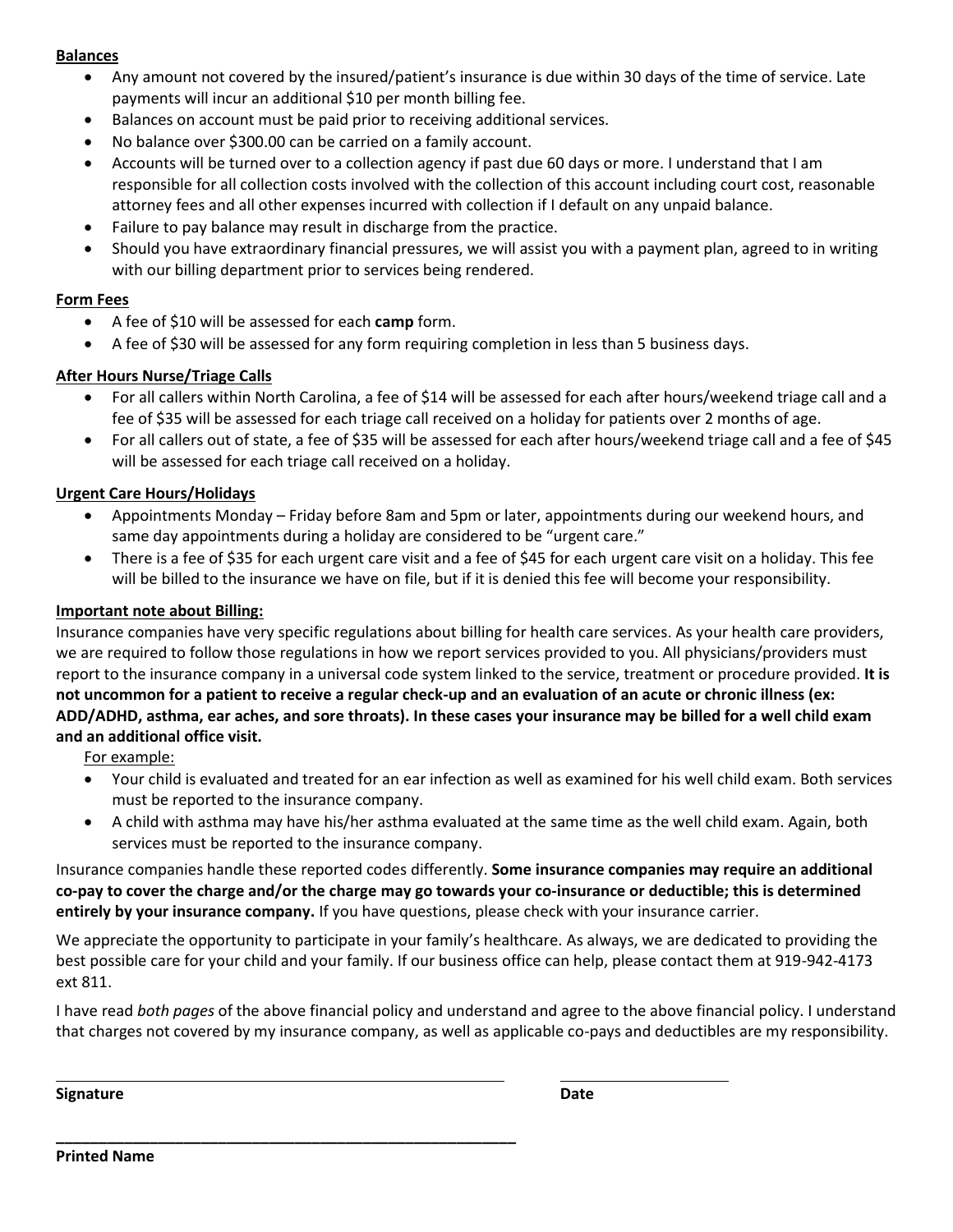**Balances**

- Any amount not covered by the insured/patient's insurance is due within 30 days of the time of service. Late payments will incur an additional $10 per month billing fee.
- Balances on account must be paid prior to receiving additional services.
- No balance over $300.00 can be carried on a family account.
- Accounts will be turned over to a collection agency if past due 60 days or more. I understand that I am responsible for all collection costs involved with the collection of this account including court cost, reasonable attorney fees and all other expenses incurred with collection if I default on any unpaid balance.
- Failure to pay balance may result in discharge from the practice.
- Should you have extraordinary financial pressures, we will assist you with a payment plan, agreed to in writing with our billing department prior to services being rendered.

**Form Fees**

- A fee of $10 will be assessed for each **camp** form.
- A fee of $30 will be assessed for any form requiring completion in less than 5 business days.

**After Hours Nurse/Triage Calls**

- For all callers within North Carolina, a fee of $14 will be assessed for each after hours/weekend triage call and a fee of $35 will be assessed for each triage call received on a holiday for patients over 2 months of age.
- For all callers out of state, a fee of $35 will be assessed for each after hours/weekend triage call and a fee of $45 will be assessed for each triage call received on a holiday.

**Urgent Care Hours/Holidays**

- Appointments Monday – Friday before 8am and 5pm or later, appointments during our weekend hours, and same day appointments during a holiday are considered to be "urgent care."
- There is a fee of $35 for each urgent care visit and a fee of $45 for each urgent care visit on a holiday. This fee will be billed to the insurance we have on file, but if it is denied this fee will become your responsibility.

**Important note about Billing:**

Insurance companies have very specific regulations about billing for health care services. As your health care providers, we are required to follow those regulations in how we report services provided to you. All physicians/providers must report to the insurance company in a universal code system linked to the service, treatment or procedure provided. **It is not uncommon for a patient to receive a regular check-up and an evaluation of an acute or chronic illness (ex: ADD/ADHD, asthma, ear aches, and sore throats). In these cases your insurance may be billed for a well child exam and an additional office visit.**

For example:

- Your child is evaluated and treated for an ear infection as well as examined for his well child exam. Both services must be reported to the insurance company.
- A child with asthma may have his/her asthma evaluated at the same time as the well child exam. Again, both services must be reported to the insurance company.

Insurance companies handle these reported codes differently. **Some insurance companies may require an additional co-pay to cover the charge and/or the charge may go towards your co-insurance or deductible; this is determined entirely by your insurance company.** If you have questions, please check with your insurance carrier.

We appreciate the opportunity to participate in your family's healthcare. As always, we are dedicated to providing the best possible care for your child and your family. If our business office can help, please contact them at 919-942-4173 ext 811.

I have read *both pages* of the above financial policy and understand and agree to the above financial policy. I understand that charges not covered by my insurance company, as well as applicable co-pays and deductibles are my responsibility.

\_\_\_\_\_\_\_\_\_\_\_\_\_\_\_\_\_\_\_\_\_\_\_\_\_\_\_\_\_\_\_\_\_\_\_\_\_\_\_\_\_\_\_\_ \_\_\_\_\_\_\_\_\_\_\_\_\_\_\_\_\_\_

**Signature** **Date**

\_\_\_\_\_\_\_\_\_\_\_\_\_\_\_\_\_\_\_\_\_\_\_\_\_\_\_\_\_\_\_\_\_\_\_\_\_\_\_\_\_\_\_\_

**Printed Name**